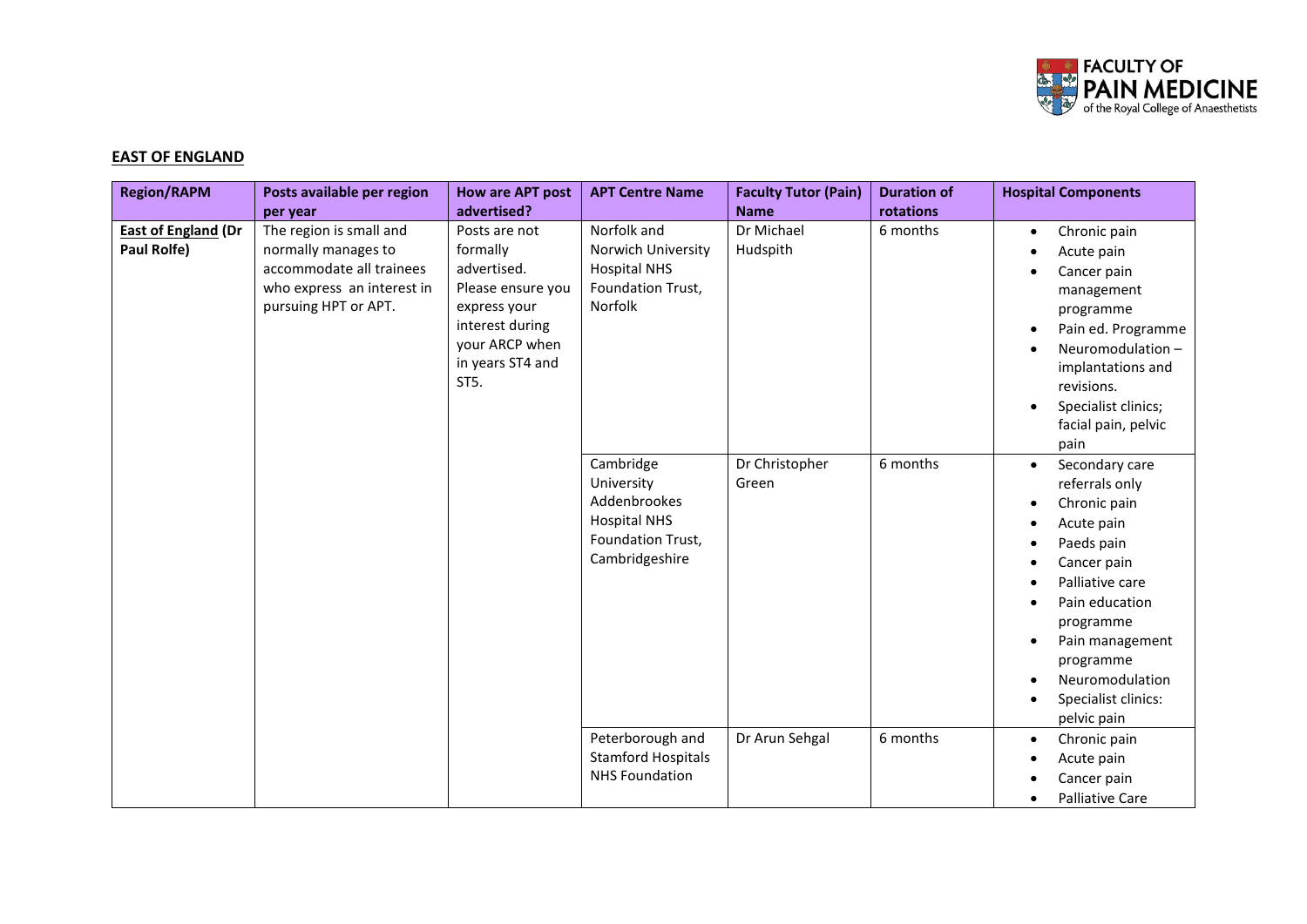## EAST OF ENGLAND

| Region/RAPM | Posts available per region per year | How are APT post advertised? | APT Centre Name | Faculty Tutor (Pain) Name | Duration of rotations | Hospital Components |
|---|---|---|---|---|---|---|
| **East of England (Dr Paul Rolfe)** | The region is small and normally manages to accommodate all trainees who express an interest in pursuing HPT or APT. | Posts are not formally advertised. Please ensure you express your interest during your ARCP when in years ST4 and ST5. | Norfolk and Norwich University Hospital NHS Foundation Trust, Norfolk | Dr Michael Hudspith | 6 months | • Chronic pain<br>• Acute pain<br>• Cancer pain management programme<br>• Pain ed. Programme<br>• Neuromodulation – implantations and revisions.<br>• Specialist clinics; facial pain, pelvic pain |
| | | | Cambridge University Addenbrookes Hospital NHS Foundation Trust, Cambridgeshire | Dr Christopher Green | 6 months | • Secondary care referrals only<br>• Chronic pain<br>• Acute pain<br>• Paeds pain<br>• Cancer pain<br>• Palliative care<br>• Pain education programme<br>• Pain management programme<br>• Neuromodulation<br>• Specialist clinics: pelvic pain |
| | | | Peterborough and Stamford Hospitals NHS Foundation | Dr Arun Sehgal | 6 months | • Chronic pain<br>• Acute pain<br>• Cancer pain<br>• Palliative Care |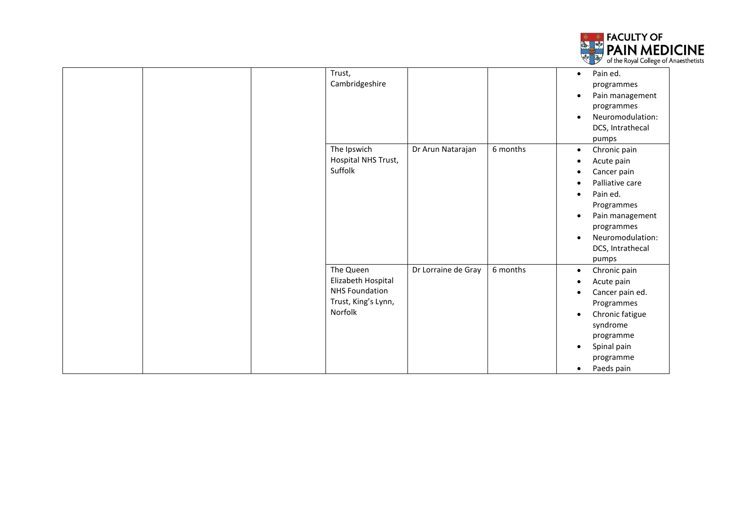| | | | | | | |
|---|---|---|---|---|---|---|
| | | | Trust, Cambridgeshire | | | • Pain ed. programmes<br>• Pain management programmes<br>• Neuromodulation: DCS, Intrathecal pumps |
| | | | The Ipswich Hospital NHS Trust, Suffolk | Dr Arun Natarajan | 6 months | • Chronic pain<br>• Acute pain<br>• Cancer pain<br>• Palliative care<br>• Pain ed. Programmes<br>• Pain management programmes<br>• Neuromodulation: DCS, Intrathecal pumps |
| | | | The Queen Elizabeth Hospital NHS Foundation Trust, King's Lynn, Norfolk | Dr Lorraine de Gray | 6 months | • Chronic pain<br>• Acute pain<br>• Cancer pain ed. Programmes<br>• Chronic fatigue syndrome programme<br>• Spinal pain programme<br>• Paeds pain |